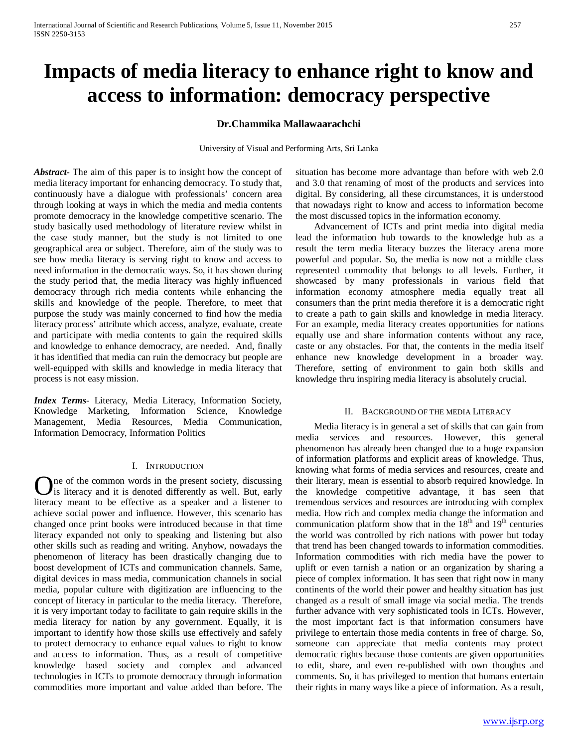# Impacts of media literacy to enhance right to know and access to information: democracy perspective

**Dr.Chammika Mallawaarachchi**

University of Visual and Performing Arts, Sri Lanka

***Abstract-*** The aim of this paper is to insight how the concept of media literacy important for enhancing democracy. To study that, continuously have a dialogue with professionals' concern area through looking at ways in which the media and media contents promote democracy in the knowledge competitive scenario. The study basically used methodology of literature review whilst in the case study manner, but the study is not limited to one geographical area or subject. Therefore, aim of the study was to see how media literacy is serving right to know and access to need information in the democratic ways. So, it has shown during the study period that, the media literacy was highly influenced democracy through rich media contents while enhancing the skills and knowledge of the people. Therefore, to meet that purpose the study was mainly concerned to find how the media literacy process' attribute which access, analyze, evaluate, create and participate with media contents to gain the required skills and knowledge to enhance democracy, are needed. And, finally it has identified that media can ruin the democracy but people are well-equipped with skills and knowledge in media literacy that process is not easy mission.

***Index Terms-*** Literacy, Media Literacy, Information Society, Knowledge Marketing, Information Science, Knowledge Management, Media Resources, Media Communication, Information Democracy, Information Politics

## I. Introduction

One of the common words in the present society, discussing is literacy and it is denoted differently as well. But, early literacy meant to be effective as a speaker and a listener to achieve social power and influence. However, this scenario has changed once print books were introduced because in that time literacy expanded not only to speaking and listening but also other skills such as reading and writing. Anyhow, nowadays the phenomenon of literacy has been drastically changing due to boost development of ICTs and communication channels. Same, digital devices in mass media, communication channels in social media, popular culture with digitization are influencing to the concept of literacy in particular to the media literacy. Therefore, it is very important today to facilitate to gain require skills in the media literacy for nation by any government. Equally, it is important to identify how those skills use effectively and safely to protect democracy to enhance equal values to right to know and access to information. Thus, as a result of competitive knowledge based society and complex and advanced technologies in ICTs to promote democracy through information commodities more important and value added than before. The situation has become more advantage than before with web 2.0 and 3.0 that renaming of most of the products and services into digital. By considering, all these circumstances, it is understood that nowadays right to know and access to information become the most discussed topics in the information economy.

Advancement of ICTs and print media into digital media lead the information hub towards to the knowledge hub as a result the term media literacy buzzes the literacy arena more powerful and popular. So, the media is now not a middle class represented commodity that belongs to all levels. Further, it showcased by many professionals in various field that information economy atmosphere media equally treat all consumers than the print media therefore it is a democratic right to create a path to gain skills and knowledge in media literacy. For an example, media literacy creates opportunities for nations equally use and share information contents without any race, caste or any obstacles. For that, the contents in the media itself enhance new knowledge development in a broader way. Therefore, setting of environment to gain both skills and knowledge thru inspiring media literacy is absolutely crucial.

## II. Background of the media Literacy

Media literacy is in general a set of skills that can gain from media services and resources. However, this general phenomenon has already been changed due to a huge expansion of information platforms and explicit areas of knowledge. Thus, knowing what forms of media services and resources, create and their literary, mean is essential to absorb required knowledge. In the knowledge competitive advantage, it has seen that tremendous services and resources are introducing with complex media. How rich and complex media change the information and communication platform show that in the 18th and 19th centuries the world was controlled by rich nations with power but today that trend has been changed towards to information commodities. Information commodities with rich media have the power to uplift or even tarnish a nation or an organization by sharing a piece of complex information. It has seen that right now in many continents of the world their power and healthy situation has just changed as a result of small image via social media. The trends further advance with very sophisticated tools in ICTs. However, the most important fact is that information consumers have privilege to entertain those media contents in free of charge. So, someone can appreciate that media contents may protect democratic rights because those contents are given opportunities to edit, share, and even re-published with own thoughts and comments. So, it has privileged to mention that humans entertain their rights in many ways like a piece of information. As a result,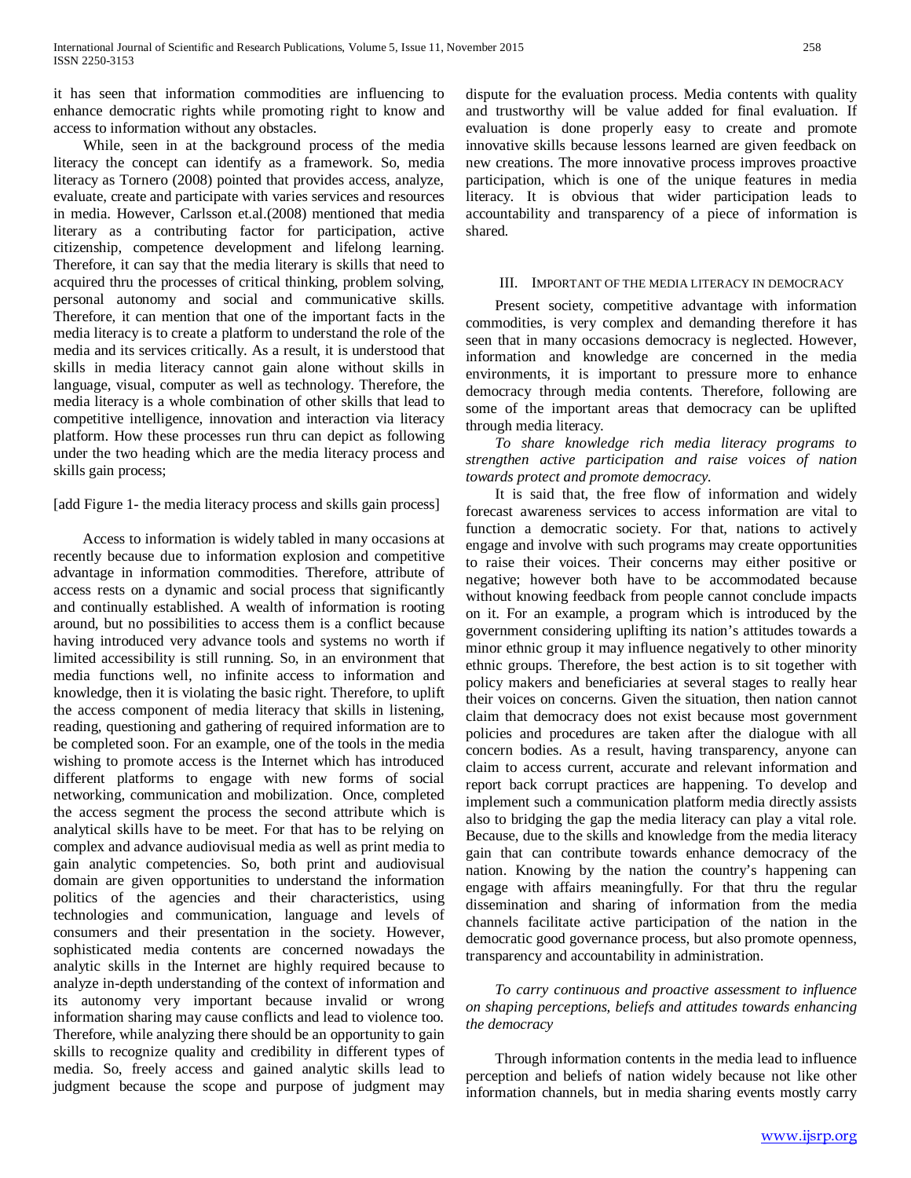it has seen that information commodities are influencing to enhance democratic rights while promoting right to know and access to information without any obstacles.

While, seen in at the background process of the media literacy the concept can identify as a framework. So, media literacy as Tornero (2008) pointed that provides access, analyze, evaluate, create and participate with varies services and resources in media. However, Carlsson et.al.(2008) mentioned that media literary as a contributing factor for participation, active citizenship, competence development and lifelong learning. Therefore, it can say that the media literary is skills that need to acquired thru the processes of critical thinking, problem solving, personal autonomy and social and communicative skills. Therefore, it can mention that one of the important facts in the media literacy is to create a platform to understand the role of the media and its services critically. As a result, it is understood that skills in media literacy cannot gain alone without skills in language, visual, computer as well as technology. Therefore, the media literacy is a whole combination of other skills that lead to competitive intelligence, innovation and interaction via literacy platform. How these processes run thru can depict as following under the two heading which are the media literacy process and skills gain process;

[add Figure 1- the media literacy process and skills gain process]

Access to information is widely tabled in many occasions at recently because due to information explosion and competitive advantage in information commodities. Therefore, attribute of access rests on a dynamic and social process that significantly and continually established. A wealth of information is rooting around, but no possibilities to access them is a conflict because having introduced very advance tools and systems no worth if limited accessibility is still running. So, in an environment that media functions well, no infinite access to information and knowledge, then it is violating the basic right. Therefore, to uplift the access component of media literacy that skills in listening, reading, questioning and gathering of required information are to be completed soon. For an example, one of the tools in the media wishing to promote access is the Internet which has introduced different platforms to engage with new forms of social networking, communication and mobilization. Once, completed the access segment the process the second attribute which is analytical skills have to be meet. For that has to be relying on complex and advance audiovisual media as well as print media to gain analytic competencies. So, both print and audiovisual domain are given opportunities to understand the information politics of the agencies and their characteristics, using technologies and communication, language and levels of consumers and their presentation in the society. However, sophisticated media contents are concerned nowadays the analytic skills in the Internet are highly required because to analyze in-depth understanding of the context of information and its autonomy very important because invalid or wrong information sharing may cause conflicts and lead to violence too. Therefore, while analyzing there should be an opportunity to gain skills to recognize quality and credibility in different types of media. So, freely access and gained analytic skills lead to judgment because the scope and purpose of judgment may dispute for the evaluation process. Media contents with quality and trustworthy will be value added for final evaluation. If evaluation is done properly easy to create and promote innovative skills because lessons learned are given feedback on new creations. The more innovative process improves proactive participation, which is one of the unique features in media literacy. It is obvious that wider participation leads to accountability and transparency of a piece of information is shared.

## III. Important of the Media Literacy in Democracy

Present society, competitive advantage with information commodities, is very complex and demanding therefore it has seen that in many occasions democracy is neglected. However, information and knowledge are concerned in the media environments, it is important to pressure more to enhance democracy through media contents. Therefore, following are some of the important areas that democracy can be uplifted through media literacy.

*To share knowledge rich media literacy programs to strengthen active participation and raise voices of nation towards protect and promote democracy.*

It is said that, the free flow of information and widely forecast awareness services to access information are vital to function a democratic society. For that, nations to actively engage and involve with such programs may create opportunities to raise their voices. Their concerns may either positive or negative; however both have to be accommodated because without knowing feedback from people cannot conclude impacts on it. For an example, a program which is introduced by the government considering uplifting its nation's attitudes towards a minor ethnic group it may influence negatively to other minority ethnic groups. Therefore, the best action is to sit together with policy makers and beneficiaries at several stages to really hear their voices on concerns. Given the situation, then nation cannot claim that democracy does not exist because most government policies and procedures are taken after the dialogue with all concern bodies. As a result, having transparency, anyone can claim to access current, accurate and relevant information and report back corrupt practices are happening. To develop and implement such a communication platform media directly assists also to bridging the gap the media literacy can play a vital role. Because, due to the skills and knowledge from the media literacy gain that can contribute towards enhance democracy of the nation. Knowing by the nation the country's happening can engage with affairs meaningfully. For that thru the regular dissemination and sharing of information from the media channels facilitate active participation of the nation in the democratic good governance process, but also promote openness, transparency and accountability in administration.

*To carry continuous and proactive assessment to influence on shaping perceptions, beliefs and attitudes towards enhancing the democracy*

Through information contents in the media lead to influence perception and beliefs of nation widely because not like other information channels, but in media sharing events mostly carry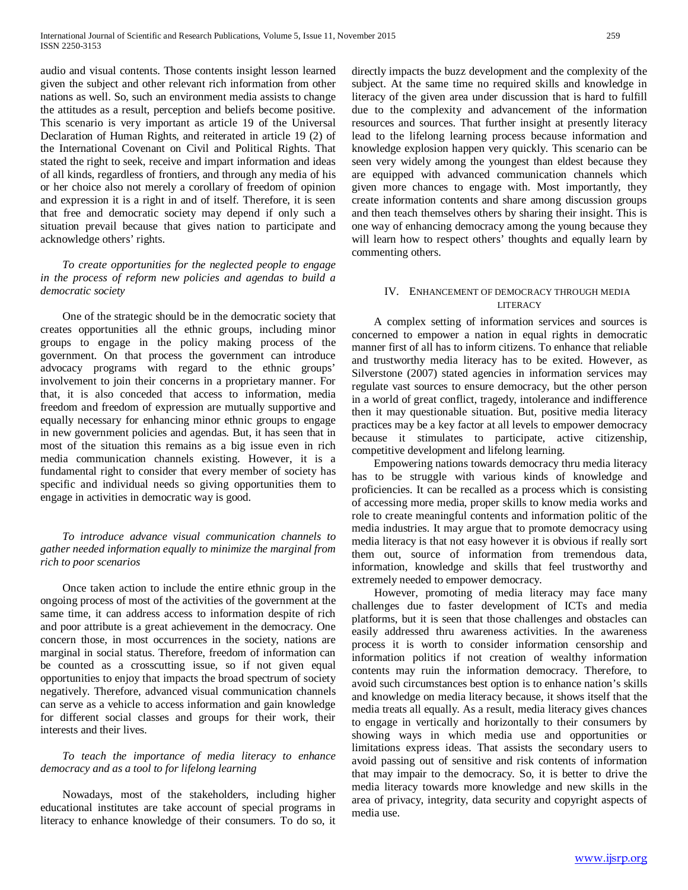audio and visual contents. Those contents insight lesson learned given the subject and other relevant rich information from other nations as well. So, such an environment media assists to change the attitudes as a result, perception and beliefs become positive. This scenario is very important as article 19 of the Universal Declaration of Human Rights, and reiterated in article 19 (2) of the International Covenant on Civil and Political Rights. That stated the right to seek, receive and impart information and ideas of all kinds, regardless of frontiers, and through any media of his or her choice also not merely a corollary of freedom of opinion and expression it is a right in and of itself. Therefore, it is seen that free and democratic society may depend if only such a situation prevail because that gives nation to participate and acknowledge others' rights.

*To create opportunities for the neglected people to engage in the process of reform new policies and agendas to build a democratic society*

One of the strategic should be in the democratic society that creates opportunities all the ethnic groups, including minor groups to engage in the policy making process of the government. On that process the government can introduce advocacy programs with regard to the ethnic groups' involvement to join their concerns in a proprietary manner. For that, it is also conceded that access to information, media freedom and freedom of expression are mutually supportive and equally necessary for enhancing minor ethnic groups to engage in new government policies and agendas. But, it has seen that in most of the situation this remains as a big issue even in rich media communication channels existing. However, it is a fundamental right to consider that every member of society has specific and individual needs so giving opportunities them to engage in activities in democratic way is good.

*To introduce advance visual communication channels to gather needed information equally to minimize the marginal from rich to poor scenarios*

Once taken action to include the entire ethnic group in the ongoing process of most of the activities of the government at the same time, it can address access to information despite of rich and poor attribute is a great achievement in the democracy. One concern those, in most occurrences in the society, nations are marginal in social status. Therefore, freedom of information can be counted as a crosscutting issue, so if not given equal opportunities to enjoy that impacts the broad spectrum of society negatively. Therefore, advanced visual communication channels can serve as a vehicle to access information and gain knowledge for different social classes and groups for their work, their interests and their lives.

*To teach the importance of media literacy to enhance democracy and as a tool to for lifelong learning*

Nowadays, most of the stakeholders, including higher educational institutes are take account of special programs in literacy to enhance knowledge of their consumers. To do so, it directly impacts the buzz development and the complexity of the subject. At the same time no required skills and knowledge in literacy of the given area under discussion that is hard to fulfill due to the complexity and advancement of the information resources and sources. That further insight at presently literacy lead to the lifelong learning process because information and knowledge explosion happen very quickly. This scenario can be seen very widely among the youngest than eldest because they are equipped with advanced communication channels which given more chances to engage with. Most importantly, they create information contents and share among discussion groups and then teach themselves others by sharing their insight. This is one way of enhancing democracy among the young because they will learn how to respect others' thoughts and equally learn by commenting others.

## IV. Enhancement of Democracy through Media Literacy

A complex setting of information services and sources is concerned to empower a nation in equal rights in democratic manner first of all has to inform citizens. To enhance that reliable and trustworthy media literacy has to be exited. However, as Silverstone (2007) stated agencies in information services may regulate vast sources to ensure democracy, but the other person in a world of great conflict, tragedy, intolerance and indifference then it may questionable situation. But, positive media literacy practices may be a key factor at all levels to empower democracy because it stimulates to participate, active citizenship, competitive development and lifelong learning.

Empowering nations towards democracy thru media literacy has to be struggle with various kinds of knowledge and proficiencies. It can be recalled as a process which is consisting of accessing more media, proper skills to know media works and role to create meaningful contents and information politic of the media industries. It may argue that to promote democracy using media literacy is that not easy however it is obvious if really sort them out, source of information from tremendous data, information, knowledge and skills that feel trustworthy and extremely needed to empower democracy.

However, promoting of media literacy may face many challenges due to faster development of ICTs and media platforms, but it is seen that those challenges and obstacles can easily addressed thru awareness activities. In the awareness process it is worth to consider information censorship and information politics if not creation of wealthy information contents may ruin the information democracy. Therefore, to avoid such circumstances best option is to enhance nation's skills and knowledge on media literacy because, it shows itself that the media treats all equally. As a result, media literacy gives chances to engage in vertically and horizontally to their consumers by showing ways in which media use and opportunities or limitations express ideas. That assists the secondary users to avoid passing out of sensitive and risk contents of information that may impair to the democracy. So, it is better to drive the media literacy towards more knowledge and new skills in the area of privacy, integrity, data security and copyright aspects of media use.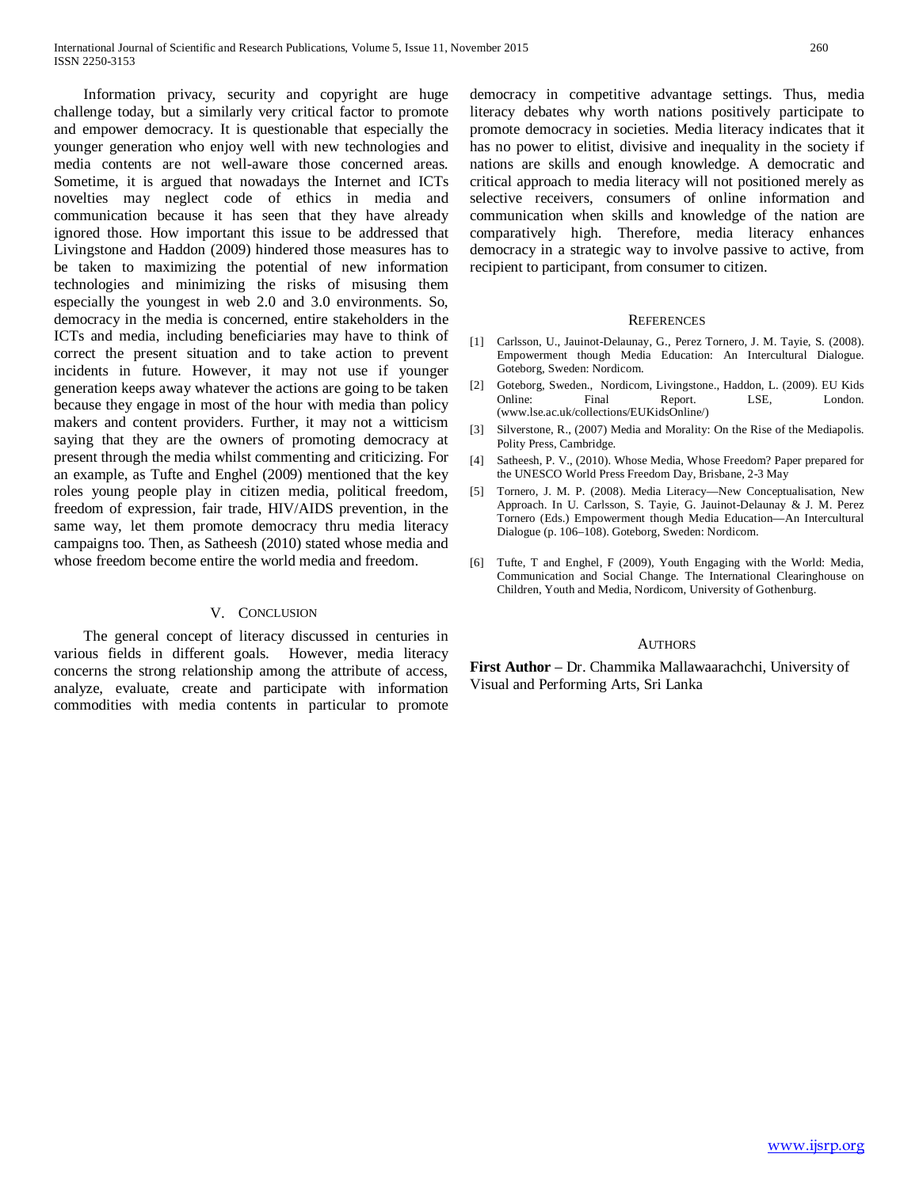Information privacy, security and copyright are huge challenge today, but a similarly very critical factor to promote and empower democracy. It is questionable that especially the younger generation who enjoy well with new technologies and media contents are not well-aware those concerned areas. Sometime, it is argued that nowadays the Internet and ICTs novelties may neglect code of ethics in media and communication because it has seen that they have already ignored those. How important this issue to be addressed that Livingstone and Haddon (2009) hindered those measures has to be taken to maximizing the potential of new information technologies and minimizing the risks of misusing them especially the youngest in web 2.0 and 3.0 environments. So, democracy in the media is concerned, entire stakeholders in the ICTs and media, including beneficiaries may have to think of correct the present situation and to take action to prevent incidents in future. However, it may not use if younger generation keeps away whatever the actions are going to be taken because they engage in most of the hour with media than policy makers and content providers. Further, it may not a witticism saying that they are the owners of promoting democracy at present through the media whilst commenting and criticizing. For an example, as Tufte and Enghel (2009) mentioned that the key roles young people play in citizen media, political freedom, freedom of expression, fair trade, HIV/AIDS prevention, in the same way, let them promote democracy thru media literacy campaigns too. Then, as Satheesh (2010) stated whose media and whose freedom become entire the world media and freedom.

## V. Conclusion

The general concept of literacy discussed in centuries in various fields in different goals. However, media literacy concerns the strong relationship among the attribute of access, analyze, evaluate, create and participate with information commodities with media contents in particular to promote democracy in competitive advantage settings. Thus, media literacy debates why worth nations positively participate to promote democracy in societies. Media literacy indicates that it has no power to elitist, divisive and inequality in the society if nations are skills and enough knowledge. A democratic and critical approach to media literacy will not positioned merely as selective receivers, consumers of online information and communication when skills and knowledge of the nation are comparatively high. Therefore, media literacy enhances democracy in a strategic way to involve passive to active, from recipient to participant, from consumer to citizen.

## References

[1] Carlsson, U., Jauinot-Delaunay, G., Perez Tornero, J. M. Tayie, S. (2008). Empowerment though Media Education: An Intercultural Dialogue. Goteborg, Sweden: Nordicom.

[2] Goteborg, Sweden., Nordicom, Livingstone., Haddon, L. (2009). EU Kids Online: Final Report. LSE, London. (www.lse.ac.uk/collections/EUKidsOnline/)

[3] Silverstone, R., (2007) Media and Morality: On the Rise of the Mediapolis. Polity Press, Cambridge.

[4] Satheesh, P. V., (2010). Whose Media, Whose Freedom? Paper prepared for the UNESCO World Press Freedom Day, Brisbane, 2-3 May

[5] Tornero, J. M. P. (2008). Media Literacy—New Conceptualisation, New Approach. In U. Carlsson, S. Tayie, G. Jauinot-Delaunay & J. M. Perez Tornero (Eds.) Empowerment though Media Education—An Intercultural Dialogue (p. 106–108). Goteborg, Sweden: Nordicom.

[6] Tufte, T and Enghel, F (2009), Youth Engaging with the World: Media, Communication and Social Change. The International Clearinghouse on Children, Youth and Media, Nordicom, University of Gothenburg.

## Authors

**First Author** – Dr. Chammika Mallawaarachchi, University of Visual and Performing Arts, Sri Lanka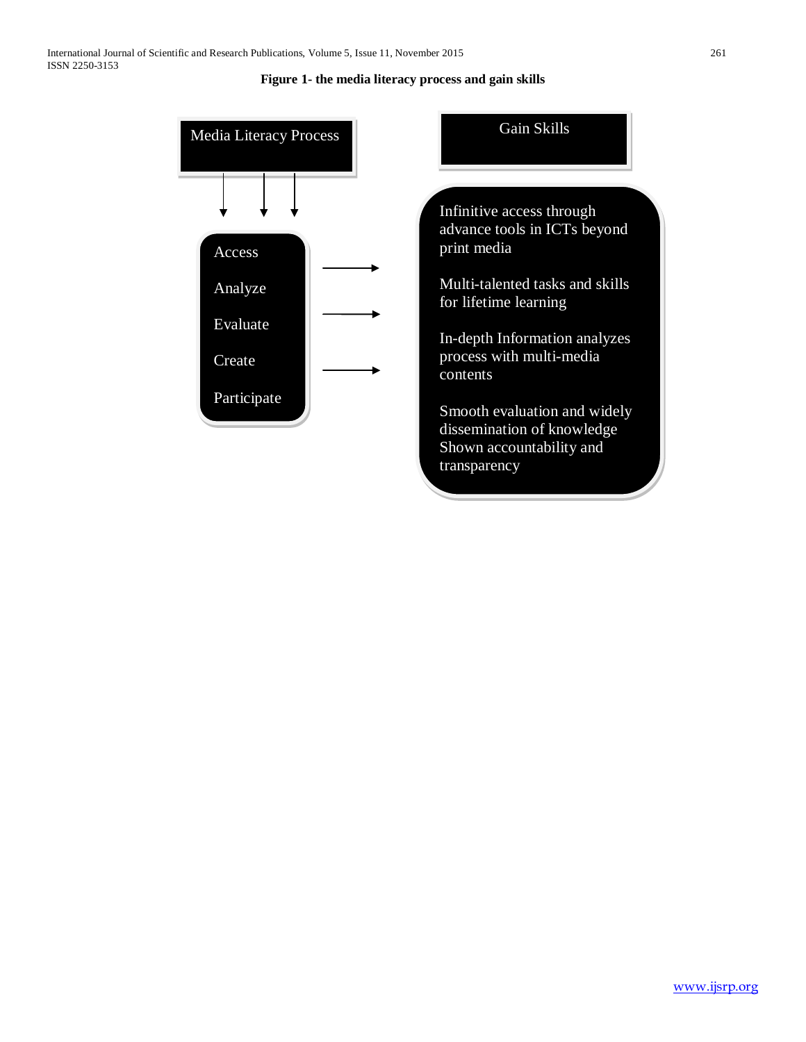**Figure 1- the media literacy process and gain skills**

Media Literacy Process

Access

Analyze

Evaluate

Create

Participate

Gain Skills

Infinitive access through advance tools in ICTs beyond print media

Multi-talented tasks and skills for lifetime learning

In-depth Information analyzes process with multi-media contents

Smooth evaluation and widely dissemination of knowledge Shown accountability and transparency